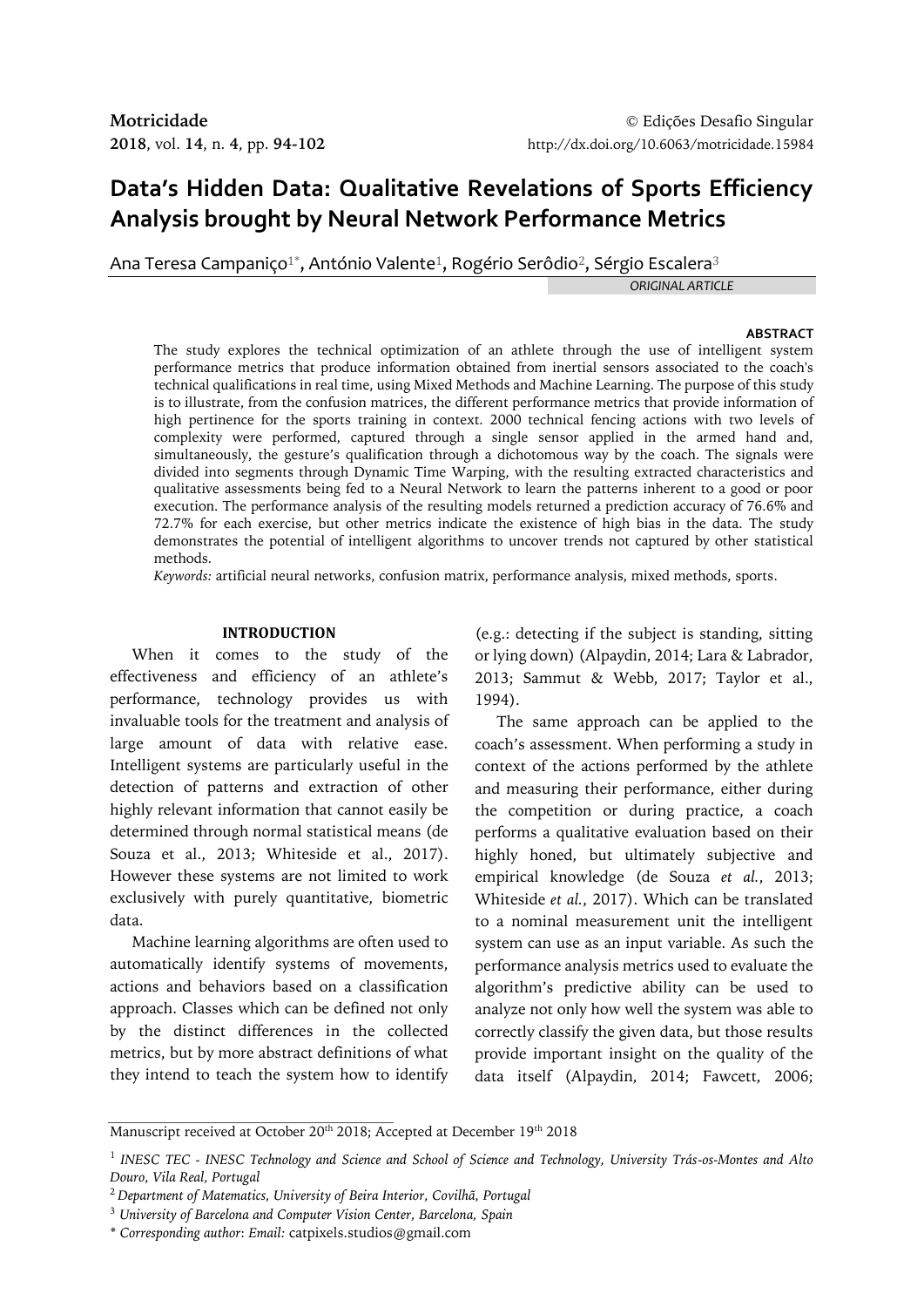# Data's Hidden Data: Qualitative Revelations of Sports Efficiency Analysis brought by Neural Network Performance Metrics

Ana Teresa Campaniço[1*], António Valente[1], Rogério Serôdio[2], Sérgio Escalera[3]

*ORIGINAL ARTICLE*

#### ABSTRACT

The study explores the technical optimization of an athlete through the use of intelligent system performance metrics that produce information obtained from inertial sensors associated to the coach's technical qualifications in real time, using Mixed Methods and Machine Learning. The purpose of this study is to illustrate, from the confusion matrices, the different performance metrics that provide information of high pertinence for the sports training in context. 2000 technical fencing actions with two levels of complexity were performed, captured through a single sensor applied in the armed hand and, simultaneously, the gesture's qualification through a dichotomous way by the coach. The signals were divided into segments through Dynamic Time Warping, with the resulting extracted characteristics and qualitative assessments being fed to a Neural Network to learn the patterns inherent to a good or poor execution. The performance analysis of the resulting models returned a prediction accuracy of 76.6% and 72.7% for each exercise, but other metrics indicate the existence of high bias in the data. The study demonstrates the potential of intelligent algorithms to uncover trends not captured by other statistical methods.

*Keywords:* artificial neural networks, confusion matrix, performance analysis, mixed methods, sports.

## INTRODUCTION

When it comes to the study of the effectiveness and efficiency of an athlete's performance, technology provides us with invaluable tools for the treatment and analysis of large amount of data with relative ease. Intelligent systems are particularly useful in the detection of patterns and extraction of other highly relevant information that cannot easily be determined through normal statistical means (de Souza et al., 2013; Whiteside et al., 2017). However these systems are not limited to work exclusively with purely quantitative, biometric data.

Machine learning algorithms are often used to automatically identify systems of movements, actions and behaviors based on a classification approach. Classes which can be defined not only by the distinct differences in the collected metrics, but by more abstract definitions of what they intend to teach the system how to identify (e.g.: detecting if the subject is standing, sitting or lying down) (Alpaydin, 2014; Lara & Labrador, 2013; Sammut & Webb, 2017; Taylor et al., 1994).

The same approach can be applied to the coach's assessment. When performing a study in context of the actions performed by the athlete and measuring their performance, either during the competition or during practice, a coach performs a qualitative evaluation based on their highly honed, but ultimately subjective and empirical knowledge (de Souza *et al.*, 2013; Whiteside *et al.*, 2017). Which can be translated to a nominal measurement unit the intelligent system can use as an input variable. As such the performance analysis metrics used to evaluate the algorithm's predictive ability can be used to analyze not only how well the system was able to correctly classify the given data, but those results provide important insight on the quality of the data itself (Alpaydin, 2014; Fawcett, 2006;

---

Manuscript received at October 20th 2018; Accepted at December 19th 2018

[1] *INESC TEC - INESC Technology and Science and School of Science and Technology, University Trás-os-Montes and Alto Douro, Vila Real, Portugal*

[2] *Department of Matematics, University of Beira Interior, Covilhã, Portugal*

[3] *University of Barcelona and Computer Vision Center, Barcelona, Spain*

\* *Corresponding author*: *Email:* catpixels.studios@gmail.com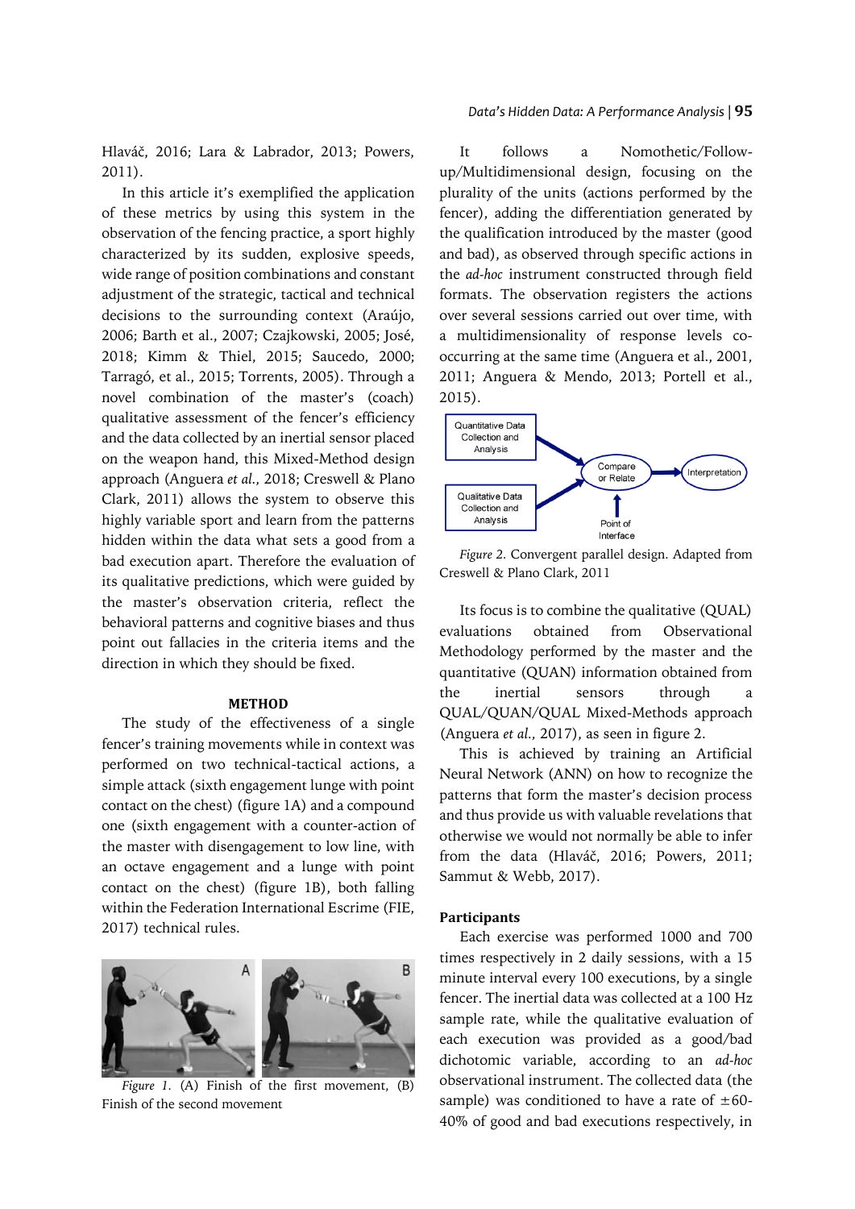Hlaváč, 2016; Lara & Labrador, 2013; Powers, 2011).

In this article it's exemplified the application of these metrics by using this system in the observation of the fencing practice, a sport highly characterized by its sudden, explosive speeds, wide range of position combinations and constant adjustment of the strategic, tactical and technical decisions to the surrounding context (Araújo, 2006; Barth et al., 2007; Czajkowski, 2005; José, 2018; Kimm & Thiel, 2015; Saucedo, 2000; Tarragó, et al., 2015; Torrents, 2005). Through a novel combination of the master's (coach) qualitative assessment of the fencer's efficiency and the data collected by an inertial sensor placed on the weapon hand, this Mixed-Method design approach (Anguera *et al.*, 2018; Creswell & Plano Clark, 2011) allows the system to observe this highly variable sport and learn from the patterns hidden within the data what sets a good from a bad execution apart. Therefore the evaluation of its qualitative predictions, which were guided by the master's observation criteria, reflect the behavioral patterns and cognitive biases and thus point out fallacies in the criteria items and the direction in which they should be fixed.

## METHOD

The study of the effectiveness of a single fencer's training movements while in context was performed on two technical-tactical actions, a simple attack (sixth engagement lunge with point contact on the chest) (figure 1A) and a compound one (sixth engagement with a counter-action of the master with disengagement to low line, with an octave engagement and a lunge with point contact on the chest) (figure 1B), both falling within the Federation International Escrime (FIE, 2017) technical rules.

*Figure 1.* (A) Finish of the first movement, (B) Finish of the second movement

It follows a Nomothetic/Follow-up/Multidimensional design, focusing on the plurality of the units (actions performed by the fencer), adding the differentiation generated by the qualification introduced by the master (good and bad), as observed through specific actions in the *ad-hoc* instrument constructed through field formats. The observation registers the actions over several sessions carried out over time, with a multidimensionality of response levels co-occurring at the same time (Anguera et al., 2001, 2011; Anguera & Mendo, 2013; Portell et al., 2015).

*Figure 2.* Convergent parallel design. Adapted from Creswell & Plano Clark, 2011

Its focus is to combine the qualitative (QUAL) evaluations obtained from Observational Methodology performed by the master and the quantitative (QUAN) information obtained from the inertial sensors through a QUAL/QUAN/QUAL Mixed-Methods approach (Anguera *et al.*, 2017), as seen in figure 2.

This is achieved by training an Artificial Neural Network (ANN) on how to recognize the patterns that form the master's decision process and thus provide us with valuable revelations that otherwise we would not normally be able to infer from the data (Hlaváč, 2016; Powers, 2011; Sammut & Webb, 2017).

### Participants

Each exercise was performed 1000 and 700 times respectively in 2 daily sessions, with a 15 minute interval every 100 executions, by a single fencer. The inertial data was collected at a 100 Hz sample rate, while the qualitative evaluation of each execution was provided as a good/bad dichotomic variable, according to an *ad-hoc* observational instrument. The collected data (the sample) was conditioned to have a rate of ±60-40% of good and bad executions respectively, in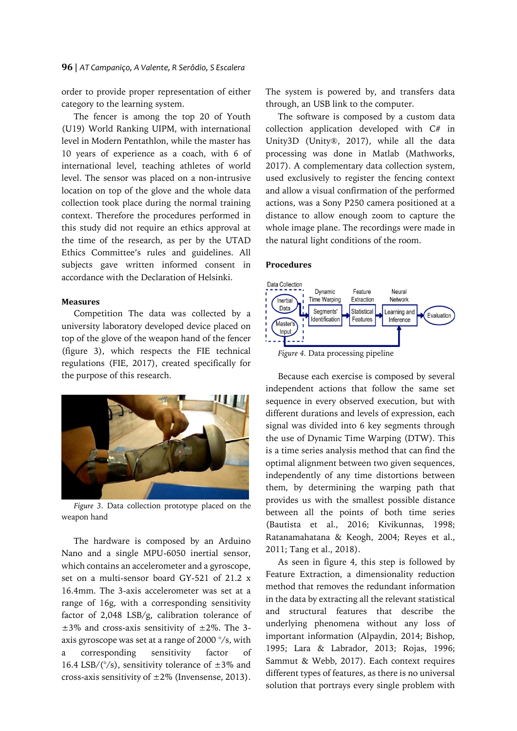order to provide proper representation of either category to the learning system.

The fencer is among the top 20 of Youth (U19) World Ranking UIPM, with international level in Modern Pentathlon, while the master has 10 years of experience as a coach, with 6 of international level, teaching athletes of world level. The sensor was placed on a non-intrusive location on top of the glove and the whole data collection took place during the normal training context. Therefore the procedures performed in this study did not require an ethics approval at the time of the research, as per by the UTAD Ethics Committee's rules and guidelines. All subjects gave written informed consent in accordance with the Declaration of Helsinki.

**Measures**

Competition The data was collected by a university laboratory developed device placed on top of the glove of the weapon hand of the fencer (figure 3), which respects the FIE technical regulations (FIE, 2017), created specifically for the purpose of this research.

*Figure 3*. Data collection prototype placed on the weapon hand

The hardware is composed by an Arduino Nano and a single MPU-6050 inertial sensor, which contains an accelerometer and a gyroscope, set on a multi-sensor board GY-521 of 21.2 x 16.4mm. The 3-axis accelerometer was set at a range of 16g, with a corresponding sensitivity factor of 2,048 LSB/g, calibration tolerance of ±3% and cross-axis sensitivity of ±2%. The 3-axis gyroscope was set at a range of 2000 °/s, with a corresponding sensitivity factor of 16.4 LSB/(°/s), sensitivity tolerance of ±3% and cross-axis sensitivity of ±2% (Invensense, 2013).

The system is powered by, and transfers data through, an USB link to the computer.

The software is composed by a custom data collection application developed with C# in Unity3D (Unity®, 2017), while all the data processing was done in Matlab (Mathworks, 2017). A complementary data collection system, used exclusively to register the fencing context and allow a visual confirmation of the performed actions, was a Sony P250 camera positioned at a distance to allow enough zoom to capture the whole image plane. The recordings were made in the natural light conditions of the room.

**Procedures**

*Figure 4*. Data processing pipeline

Because each exercise is composed by several independent actions that follow the same set sequence in every observed execution, but with different durations and levels of expression, each signal was divided into 6 key segments through the use of Dynamic Time Warping (DTW). This is a time series analysis method that can find the optimal alignment between two given sequences, independently of any time distortions between them, by determining the warping path that provides us with the smallest possible distance between all the points of both time series (Bautista et al., 2016; Kivikunnas, 1998; Ratanamahatana & Keogh, 2004; Reyes et al., 2011; Tang et al., 2018).

As seen in figure 4, this step is followed by Feature Extraction, a dimensionality reduction method that removes the redundant information in the data by extracting all the relevant statistical and structural features that describe the underlying phenomena without any loss of important information (Alpaydin, 2014; Bishop, 1995; Lara & Labrador, 2013; Rojas, 1996; Sammut & Webb, 2017). Each context requires different types of features, as there is no universal solution that portrays every single problem with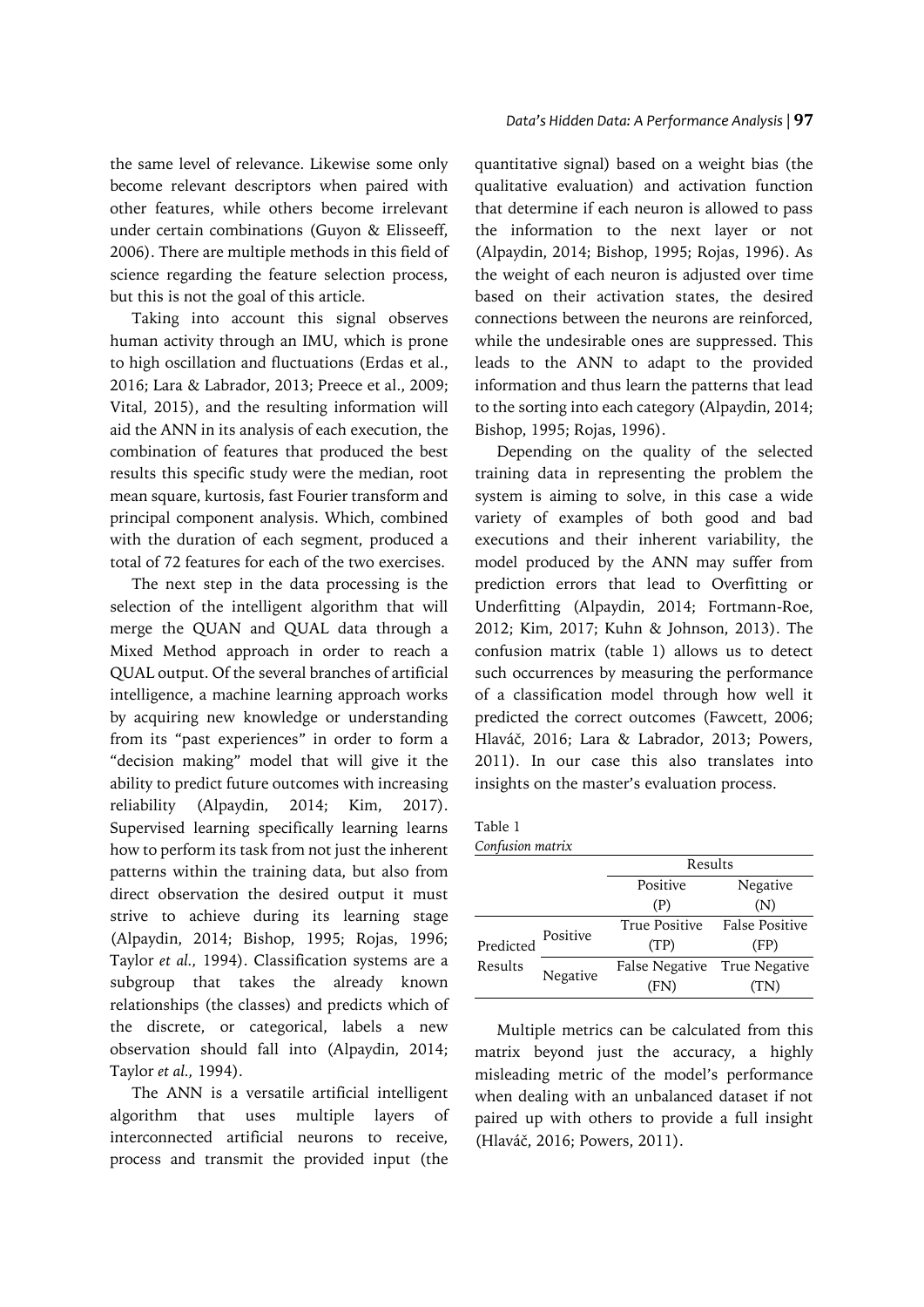the same level of relevance. Likewise some only become relevant descriptors when paired with other features, while others become irrelevant under certain combinations (Guyon & Elisseeff, 2006). There are multiple methods in this field of science regarding the feature selection process, but this is not the goal of this article.

Taking into account this signal observes human activity through an IMU, which is prone to high oscillation and fluctuations (Erdas et al., 2016; Lara & Labrador, 2013; Preece et al., 2009; Vital, 2015), and the resulting information will aid the ANN in its analysis of each execution, the combination of features that produced the best results this specific study were the median, root mean square, kurtosis, fast Fourier transform and principal component analysis. Which, combined with the duration of each segment, produced a total of 72 features for each of the two exercises.

The next step in the data processing is the selection of the intelligent algorithm that will merge the QUAN and QUAL data through a Mixed Method approach in order to reach a QUAL output. Of the several branches of artificial intelligence, a machine learning approach works by acquiring new knowledge or understanding from its "past experiences" in order to form a "decision making" model that will give it the ability to predict future outcomes with increasing reliability (Alpaydin, 2014; Kim, 2017). Supervised learning specifically learning learns how to perform its task from not just the inherent patterns within the training data, but also from direct observation the desired output it must strive to achieve during its learning stage (Alpaydin, 2014; Bishop, 1995; Rojas, 1996; Taylor *et al.*, 1994). Classification systems are a subgroup that takes the already known relationships (the classes) and predicts which of the discrete, or categorical, labels a new observation should fall into (Alpaydin, 2014; Taylor *et al.*, 1994).

The ANN is a versatile artificial intelligent algorithm that uses multiple layers of interconnected artificial neurons to receive, process and transmit the provided input (the quantitative signal) based on a weight bias (the qualitative evaluation) and activation function that determine if each neuron is allowed to pass the information to the next layer or not (Alpaydin, 2014; Bishop, 1995; Rojas, 1996). As the weight of each neuron is adjusted over time based on their activation states, the desired connections between the neurons are reinforced, while the undesirable ones are suppressed. This leads to the ANN to adapt to the provided information and thus learn the patterns that lead to the sorting into each category (Alpaydin, 2014; Bishop, 1995; Rojas, 1996).

Depending on the quality of the selected training data in representing the problem the system is aiming to solve, in this case a wide variety of examples of both good and bad executions and their inherent variability, the model produced by the ANN may suffer from prediction errors that lead to Overfitting or Underfitting (Alpaydin, 2014; Fortmann-Roe, 2012; Kim, 2017; Kuhn & Johnson, 2013). The confusion matrix (table 1) allows us to detect such occurrences by measuring the performance of a classification model through how well it predicted the correct outcomes (Fawcett, 2006; Hlaváč, 2016; Lara & Labrador, 2013; Powers, 2011). In our case this also translates into insights on the master's evaluation process.

Table 1
*Confusion matrix*

| | | Results | |
|---|---|---|---|
| | | Positive (P) | Negative (N) |
| Predicted Results | Positive | True Positive (TP) | False Positive (FP) |
| | Negative | False Negative (FN) | True Negative (TN) |

Multiple metrics can be calculated from this matrix beyond just the accuracy, a highly misleading metric of the model's performance when dealing with an unbalanced dataset if not paired up with others to provide a full insight (Hlaváč, 2016; Powers, 2011).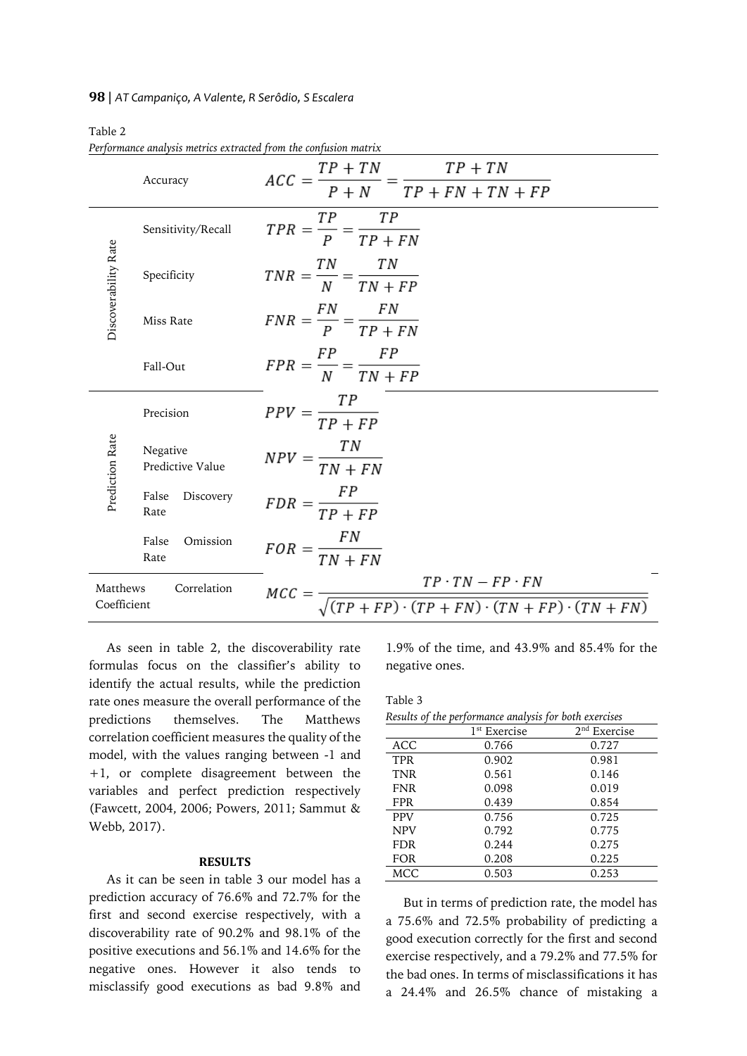Table 2

*Performance analysis metrics extracted from the confusion matrix*

| | Metric | Formula |
|---|---|---|
| | Accuracy | $ACC = \frac{TP + TN}{P + N} = \frac{TP + TN}{TP + FN + TN + FP}$ |
| Discoverability Rate | Sensitivity/Recall | $TPR = \frac{TP}{P} = \frac{TP}{TP + FN}$ |
| | Specificity | $TNR = \frac{TN}{N} = \frac{TN}{TN + FP}$ |
| | Miss Rate | $FNR = \frac{FN}{P} = \frac{FN}{TP + FN}$ |
| | Fall-Out | $FPR = \frac{FP}{N} = \frac{FP}{TN + FP}$ |
| Prediction Rate | Precision | $PPV = \frac{TP}{TP + FP}$ |
| | Negative Predictive Value | $NPV = \frac{TN}{TN + FN}$ |
| | False Discovery Rate | $FDR = \frac{FP}{TP + FP}$ |
| | False Omission Rate | $FOR = \frac{FN}{TN + FN}$ |
| Matthews Correlation Coefficient | | $MCC = \frac{TP \cdot TN - FP \cdot FN}{\sqrt{(TP + FP) \cdot (TP + FN) \cdot (TN + FP) \cdot (TN + FN)}}$ |

As seen in table 2, the discoverability rate formulas focus on the classifier's ability to identify the actual results, while the prediction rate ones measure the overall performance of the predictions themselves. The Matthews correlation coefficient measures the quality of the model, with the values ranging between -1 and +1, or complete disagreement between the variables and perfect prediction respectively (Fawcett, 2004, 2006; Powers, 2011; Sammut & Webb, 2017).

## RESULTS

As it can be seen in table 3 our model has a prediction accuracy of 76.6% and 72.7% for the first and second exercise respectively, with a discoverability rate of 90.2% and 98.1% of the positive executions and 56.1% and 14.6% for the negative ones. However it also tends to misclassify good executions as bad 9.8% and 1.9% of the time, and 43.9% and 85.4% for the negative ones.

Table 3

*Results of the performance analysis for both exercises*

| | 1st Exercise | 2nd Exercise |
|---|---|---|
| ACC | 0.766 | 0.727 |
| TPR | 0.902 | 0.981 |
| TNR | 0.561 | 0.146 |
| FNR | 0.098 | 0.019 |
| FPR | 0.439 | 0.854 |
| PPV | 0.756 | 0.725 |
| NPV | 0.792 | 0.775 |
| FDR | 0.244 | 0.275 |
| FOR | 0.208 | 0.225 |
| MCC | 0.503 | 0.253 |

But in terms of prediction rate, the model has a 75.6% and 72.5% probability of predicting a good execution correctly for the first and second exercise respectively, and a 79.2% and 77.5% for the bad ones. In terms of misclassifications it has a 24.4% and 26.5% chance of mistaking a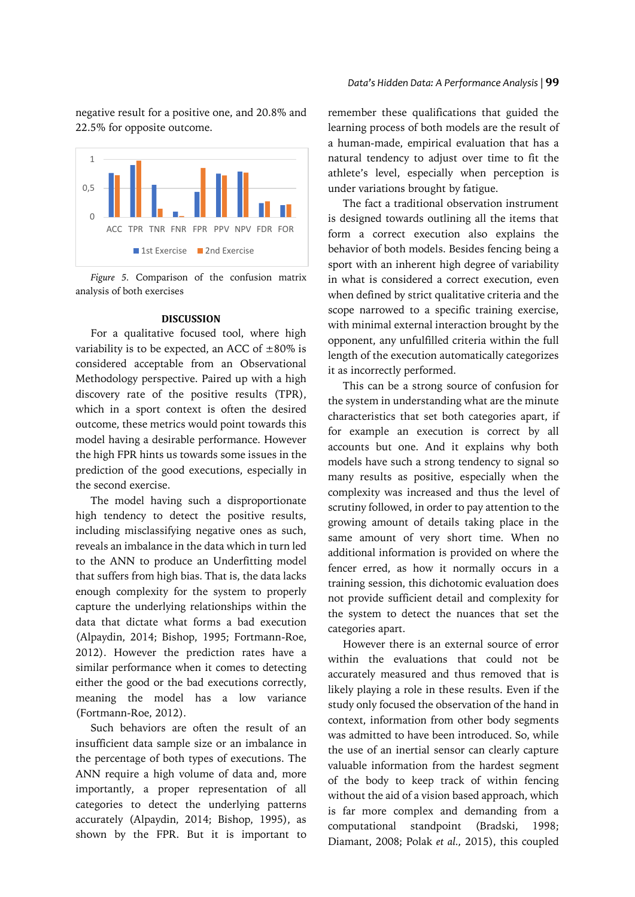negative result for a positive one, and 20.8% and 22.5% for opposite outcome.

*Figure 5.* Comparison of the confusion matrix analysis of both exercises

## DISCUSSION

For a qualitative focused tool, where high variability is to be expected, an ACC of ±80% is considered acceptable from an Observational Methodology perspective. Paired up with a high discovery rate of the positive results (TPR), which in a sport context is often the desired outcome, these metrics would point towards this model having a desirable performance. However the high FPR hints us towards some issues in the prediction of the good executions, especially in the second exercise.

The model having such a disproportionate high tendency to detect the positive results, including misclassifying negative ones as such, reveals an imbalance in the data which in turn led to the ANN to produce an Underfitting model that suffers from high bias. That is, the data lacks enough complexity for the system to properly capture the underlying relationships within the data that dictate what forms a bad execution (Alpaydin, 2014; Bishop, 1995; Fortmann-Roe, 2012). However the prediction rates have a similar performance when it comes to detecting either the good or the bad executions correctly, meaning the model has a low variance (Fortmann-Roe, 2012).

Such behaviors are often the result of an insufficient data sample size or an imbalance in the percentage of both types of executions. The ANN require a high volume of data and, more importantly, a proper representation of all categories to detect the underlying patterns accurately (Alpaydin, 2014; Bishop, 1995), as shown by the FPR. But it is important to remember these qualifications that guided the learning process of both models are the result of a human-made, empirical evaluation that has a natural tendency to adjust over time to fit the athlete's level, especially when perception is under variations brought by fatigue.

The fact a traditional observation instrument is designed towards outlining all the items that form a correct execution also explains the behavior of both models. Besides fencing being a sport with an inherent high degree of variability in what is considered a correct execution, even when defined by strict qualitative criteria and the scope narrowed to a specific training exercise, with minimal external interaction brought by the opponent, any unfulfilled criteria within the full length of the execution automatically categorizes it as incorrectly performed.

This can be a strong source of confusion for the system in understanding what are the minute characteristics that set both categories apart, if for example an execution is correct by all accounts but one. And it explains why both models have such a strong tendency to signal so many results as positive, especially when the complexity was increased and thus the level of scrutiny followed, in order to pay attention to the growing amount of details taking place in the same amount of very short time. When no additional information is provided on where the fencer erred, as how it normally occurs in a training session, this dichotomic evaluation does not provide sufficient detail and complexity for the system to detect the nuances that set the categories apart.

However there is an external source of error within the evaluations that could not be accurately measured and thus removed that is likely playing a role in these results. Even if the study only focused the observation of the hand in context, information from other body segments was admitted to have been introduced. So, while the use of an inertial sensor can clearly capture valuable information from the hardest segment of the body to keep track of within fencing without the aid of a vision based approach, which is far more complex and demanding from a computational standpoint (Bradski, 1998; Diamant, 2008; Polak *et al.*, 2015), this coupled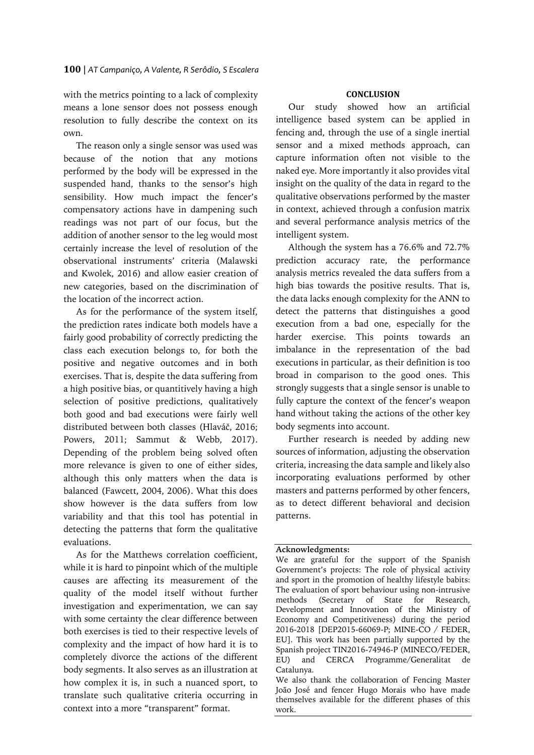with the metrics pointing to a lack of complexity means a lone sensor does not possess enough resolution to fully describe the context on its own.

The reason only a single sensor was used was because of the notion that any motions performed by the body will be expressed in the suspended hand, thanks to the sensor's high sensibility. How much impact the fencer's compensatory actions have in dampening such readings was not part of our focus, but the addition of another sensor to the leg would most certainly increase the level of resolution of the observational instruments' criteria (Malawski and Kwolek, 2016) and allow easier creation of new categories, based on the discrimination of the location of the incorrect action.

As for the performance of the system itself, the prediction rates indicate both models have a fairly good probability of correctly predicting the class each execution belongs to, for both the positive and negative outcomes and in both exercises. That is, despite the data suffering from a high positive bias, or quantitively having a high selection of positive predictions, qualitatively both good and bad executions were fairly well distributed between both classes (Hlaváč, 2016; Powers, 2011; Sammut & Webb, 2017). Depending of the problem being solved often more relevance is given to one of either sides, although this only matters when the data is balanced (Fawcett, 2004, 2006). What this does show however is the data suffers from low variability and that this tool has potential in detecting the patterns that form the qualitative evaluations.

As for the Matthews correlation coefficient, while it is hard to pinpoint which of the multiple causes are affecting its measurement of the quality of the model itself without further investigation and experimentation, we can say with some certainty the clear difference between both exercises is tied to their respective levels of complexity and the impact of how hard it is to completely divorce the actions of the different body segments. It also serves as an illustration at how complex it is, in such a nuanced sport, to translate such qualitative criteria occurring in context into a more "transparent" format.

## CONCLUSION

Our study showed how an artificial intelligence based system can be applied in fencing and, through the use of a single inertial sensor and a mixed methods approach, can capture information often not visible to the naked eye. More importantly it also provides vital insight on the quality of the data in regard to the qualitative observations performed by the master in context, achieved through a confusion matrix and several performance analysis metrics of the intelligent system.

Although the system has a 76.6% and 72.7% prediction accuracy rate, the performance analysis metrics revealed the data suffers from a high bias towards the positive results. That is, the data lacks enough complexity for the ANN to detect the patterns that distinguishes a good execution from a bad one, especially for the harder exercise. This points towards an imbalance in the representation of the bad executions in particular, as their definition is too broad in comparison to the good ones. This strongly suggests that a single sensor is unable to fully capture the context of the fencer's weapon hand without taking the actions of the other key body segments into account.

Further research is needed by adding new sources of information, adjusting the observation criteria, increasing the data sample and likely also incorporating evaluations performed by other masters and patterns performed by other fencers, as to detect different behavioral and decision patterns.

**Acknowledgments:**

We are grateful for the support of the Spanish Government's projects: The role of physical activity and sport in the promotion of healthy lifestyle babits: The evaluation of sport behaviour using non-intrusive methods (Secretary of State for Research, Development and Innovation of the Ministry of Economy and Competitiveness) during the period 2016-2018 [DEP2015-66069-P; MINE-CO / FEDER, EU]. This work has been partially supported by the Spanish project TIN2016-74946-P (MINECO/FEDER, EU) and CERCA Programme/Generalitat de Catalunya.

We also thank the collaboration of Fencing Master João José and fencer Hugo Morais who have made themselves available for the different phases of this work.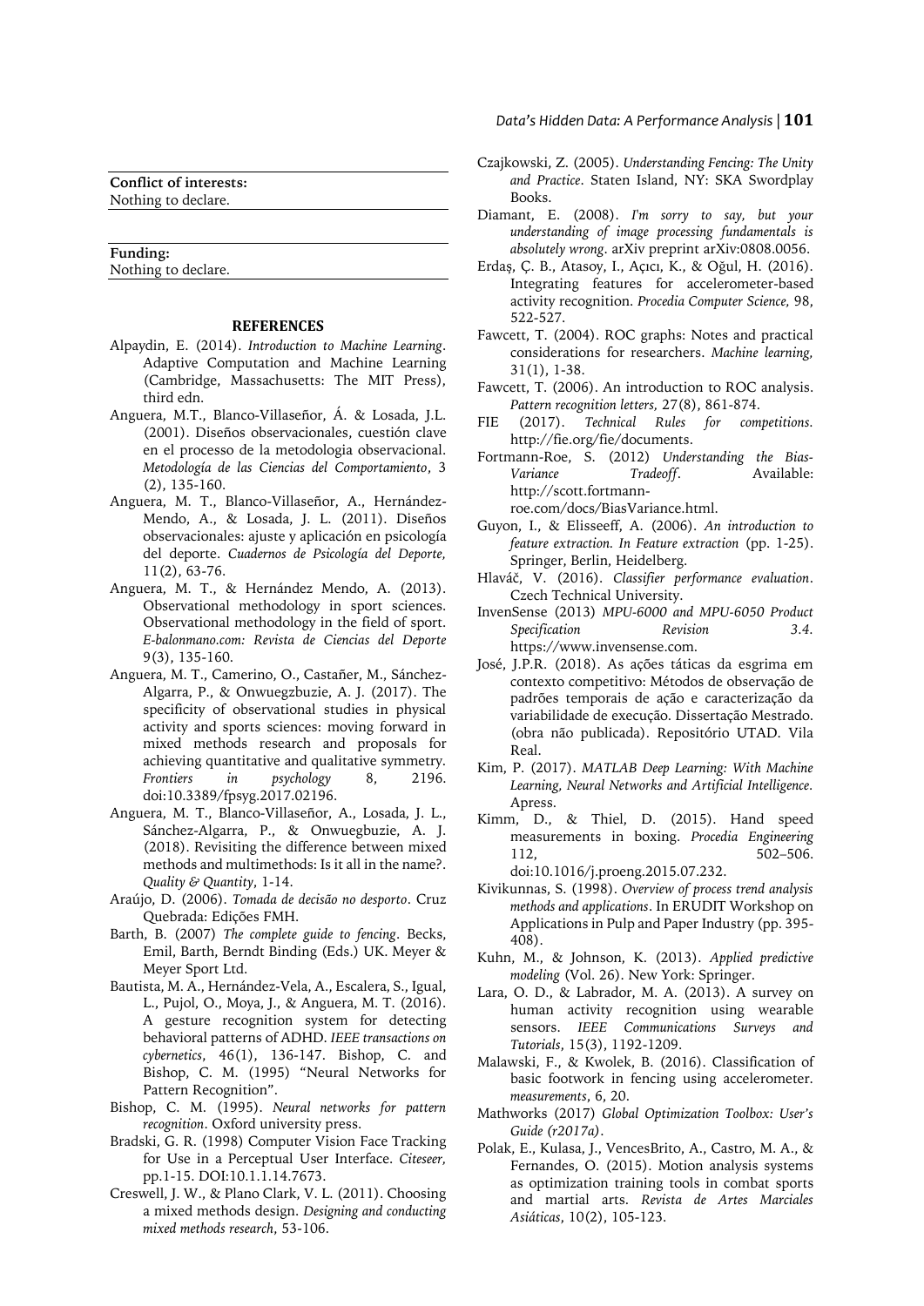**Conflict of interests:**
Nothing to declare.

**Funding:**
Nothing to declare.

## REFERENCES

Alpaydin, E. (2014). *Introduction to Machine Learning*. Adaptive Computation and Machine Learning (Cambridge, Massachusetts: The MIT Press), third edn.

Anguera, M.T., Blanco-Villaseñor, Á. & Losada, J.L. (2001). Diseños observacionales, cuestión clave en el processo de la metodologia observacional. *Metodología de las Ciencias del Comportamiento*, 3 (2), 135-160.

Anguera, M. T., Blanco-Villaseñor, A., Hernández-Mendo, A., & Losada, J. L. (2011). Diseños observacionales: ajuste y aplicación en psicología del deporte. *Cuadernos de Psicología del Deporte,* 11(2), 63-76.

Anguera, M. T., & Hernández Mendo, A. (2013). Observational methodology in sport sciences. Observational methodology in the field of sport. *E-balonmano.com: Revista de Ciencias del Deporte* 9(3), 135-160.

Anguera, M. T., Camerino, O., Castañer, M., Sánchez-Algarra, P., & Onwuegbuzie, A. J. (2017). The specificity of observational studies in physical activity and sports sciences: moving forward in mixed methods research and proposals for achieving quantitative and qualitative symmetry. *Frontiers in psychology* 8, 2196. doi:10.3389/fpsyg.2017.02196.

Anguera, M. T., Blanco-Villaseñor, A., Losada, J. L., Sánchez-Algarra, P., & Onwuegbuzie, A. J. (2018). Revisiting the difference between mixed methods and multimethods: Is it all in the name?. *Quality & Quantity*, 1-14.

Araújo, D. (2006). *Tomada de decisão no desporto*. Cruz Quebrada: Edições FMH.

Barth, B. (2007) *The complete guide to fencing*. Becks, Emil, Barth, Berndt Binding (Eds.) UK. Meyer & Meyer Sport Ltd.

Bautista, M. A., Hernández-Vela, A., Escalera, S., Igual, L., Pujol, O., Moya, J., & Anguera, M. T. (2016). A gesture recognition system for detecting behavioral patterns of ADHD. *IEEE transactions on cybernetics*, 46(1), 136-147. Bishop, C. and Bishop, C. M. (1995) "Neural Networks for Pattern Recognition".

Bishop, C. M. (1995). *Neural networks for pattern recognition*. Oxford university press.

Bradski, G. R. (1998) Computer Vision Face Tracking for Use in a Perceptual User Interface. *Citeseer,* pp.1-15. DOI:10.1.1.14.7673.

Creswell, J. W., & Plano Clark, V. L. (2011). Choosing a mixed methods design. *Designing and conducting mixed methods research*, 53-106.

Czajkowski, Z. (2005). *Understanding Fencing: The Unity and Practice*. Staten Island, NY: SKA Swordplay Books.

Diamant, E. (2008). *I'm sorry to say, but your understanding of image processing fundamentals is absolutely wrong*. arXiv preprint arXiv:0808.0056.

Erdaş, Ç. B., Atasoy, I., Açıcı, K., & Oğul, H. (2016). Integrating features for accelerometer-based activity recognition. *Procedia Computer Science,* 98, 522-527.

Fawcett, T. (2004). ROC graphs: Notes and practical considerations for researchers. *Machine learning,* 31(1), 1-38.

Fawcett, T. (2006). An introduction to ROC analysis. *Pattern recognition letters,* 27(8), 861-874.

FIE (2017). *Technical Rules for competitions*. http://fie.org/fie/documents.

Fortmann-Roe, S. (2012) *Understanding the Bias-Variance Tradeoff*. Available: http://scott.fortmann-roe.com/docs/BiasVariance.html.

Guyon, I., & Elisseeff, A. (2006). *An introduction to feature extraction. In Feature extraction* (pp. 1-25). Springer, Berlin, Heidelberg.

Hlaváč, V. (2016). *Classifier performance evaluation*. Czech Technical University.

InvenSense (2013) *MPU-6000 and MPU-6050 Product Specification Revision 3.4*. https://www.invensense.com.

José, J.P.R. (2018). As ações táticas da esgrima em contexto competitivo: Métodos de observação de padrões temporais de ação e caracterização da variabilidade de execução. Dissertação Mestrado. (obra não publicada). Repositório UTAD. Vila Real.

Kim, P. (2017). *MATLAB Deep Learning: With Machine Learning, Neural Networks and Artificial Intelligence*. Apress.

Kimm, D., & Thiel, D. (2015). Hand speed measurements in boxing. *Procedia Engineering* 112, 502–506. doi:10.1016/j.proeng.2015.07.232.

Kivikunnas, S. (1998). *Overview of process trend analysis methods and applications*. In ERUDIT Workshop on Applications in Pulp and Paper Industry (pp. 395-408).

Kuhn, M., & Johnson, K. (2013). *Applied predictive modeling* (Vol. 26). New York: Springer.

Lara, O. D., & Labrador, M. A. (2013). A survey on human activity recognition using wearable sensors. *IEEE Communications Surveys and Tutorials*, 15(3), 1192-1209.

Malawski, F., & Kwolek, B. (2016). Classification of basic footwork in fencing using accelerometer. *measurements*, 6, 20.

Mathworks (2017) *Global Optimization Toolbox: User's Guide (r2017a)*.

Polak, E., Kulasa, J., VencesBrito, A., Castro, M. A., & Fernandes, O. (2015). Motion analysis systems as optimization training tools in combat sports and martial arts. *Revista de Artes Marciales Asiáticas*, 10(2), 105-123.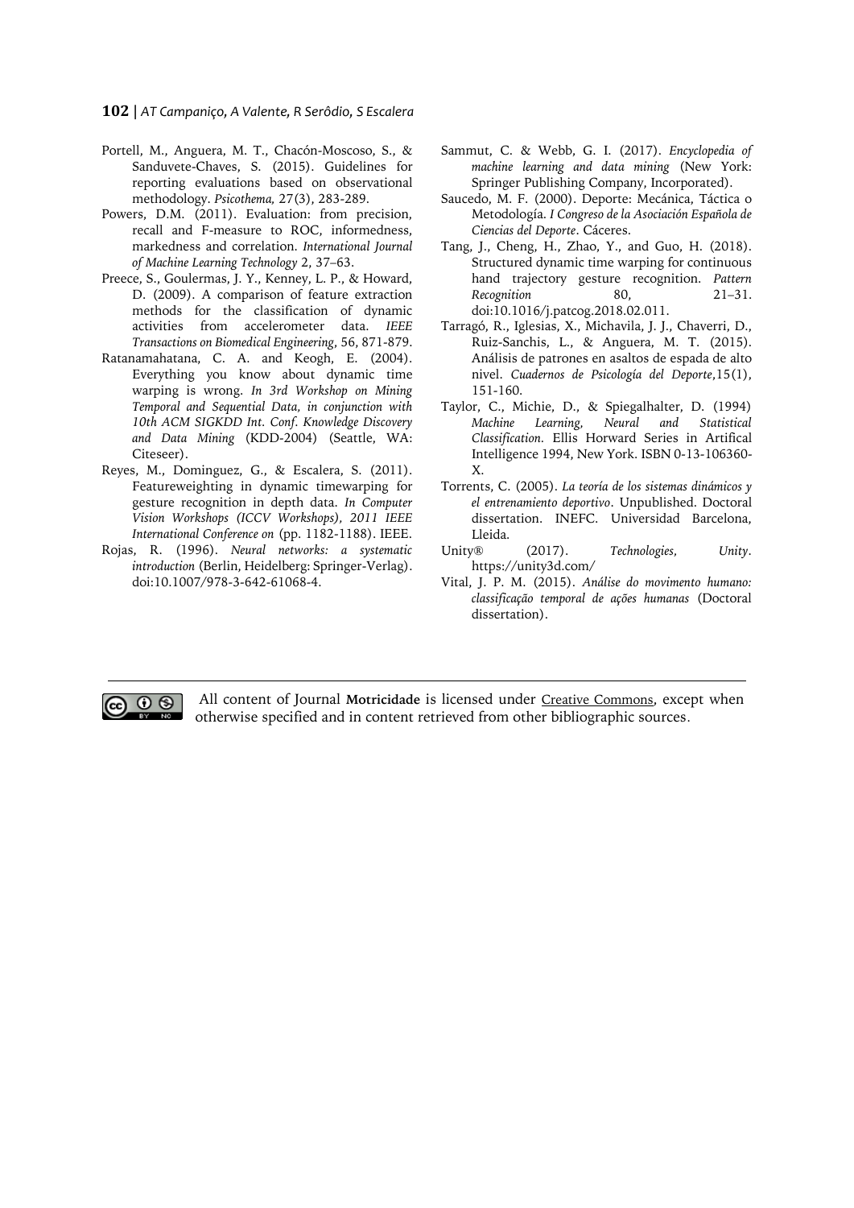Portell, M., Anguera, M. T., Chacón-Moscoso, S., & Sanduvete-Chaves, S. (2015). Guidelines for reporting evaluations based on observational methodology. *Psicothema,* 27(3), 283-289.

Powers, D.M. (2011). Evaluation: from precision, recall and F-measure to ROC, informedness, markedness and correlation. *International Journal of Machine Learning Technology* 2, 37–63.

Preece, S., Goulermas, J. Y., Kenney, L. P., & Howard, D. (2009). A comparison of feature extraction methods for the classification of dynamic activities from accelerometer data. *IEEE Transactions on Biomedical Engineering*, 56, 871-879.

Ratanamahatana, C. A. and Keogh, E. (2004). Everything you know about dynamic time warping is wrong. *In 3rd Workshop on Mining Temporal and Sequential Data, in conjunction with 10th ACM SIGKDD Int. Conf. Knowledge Discovery and Data Mining* (KDD-2004) (Seattle, WA: Citeseer).

Reyes, M., Dominguez, G., & Escalera, S. (2011). Featureweighting in dynamic timewarping for gesture recognition in depth data. *In Computer Vision Workshops (ICCV Workshops), 2011 IEEE International Conference on* (pp. 1182-1188). IEEE.

Rojas, R. (1996). *Neural networks: a systematic introduction* (Berlin, Heidelberg: Springer-Verlag). doi:10.1007/978-3-642-61068-4.

Sammut, C. & Webb, G. I. (2017). *Encyclopedia of machine learning and data mining* (New York: Springer Publishing Company, Incorporated).

Saucedo, M. F. (2000). Deporte: Mecánica, Táctica o Metodología. *I Congreso de la Asociación Española de Ciencias del Deporte*. Cáceres.

Tang, J., Cheng, H., Zhao, Y., and Guo, H. (2018). Structured dynamic time warping for continuous hand trajectory gesture recognition. *Pattern Recognition* 80, 21–31. doi:10.1016/j.patcog.2018.02.011.

Tarragó, R., Iglesias, X., Michavila, J. J., Chaverri, D., Ruiz-Sanchis, L., & Anguera, M. T. (2015). Análisis de patrones en asaltos de espada de alto nivel. *Cuadernos de Psicología del Deporte*,15(1), 151-160.

Taylor, C., Michie, D., & Spiegalhalter, D. (1994) *Machine Learning, Neural and Statistical Classification.* Ellis Horward Series in Artifical Intelligence 1994, New York. ISBN 0-13-106360-X.

Torrents, C. (2005). *La teoría de los sistemas dinámicos y el entrenamiento deportivo*. Unpublished. Doctoral dissertation. INEFC. Universidad Barcelona, Lleida.

Unity® (2017). *Technologies, Unity*. https://unity3d.com/

Vital, J. P. M. (2015). *Análise do movimento humano: classificação temporal de ações humanas* (Doctoral dissertation).

---

All content of Journal **Motricidade** is licensed under Creative Commons, except when otherwise specified and in content retrieved from other bibliographic sources.